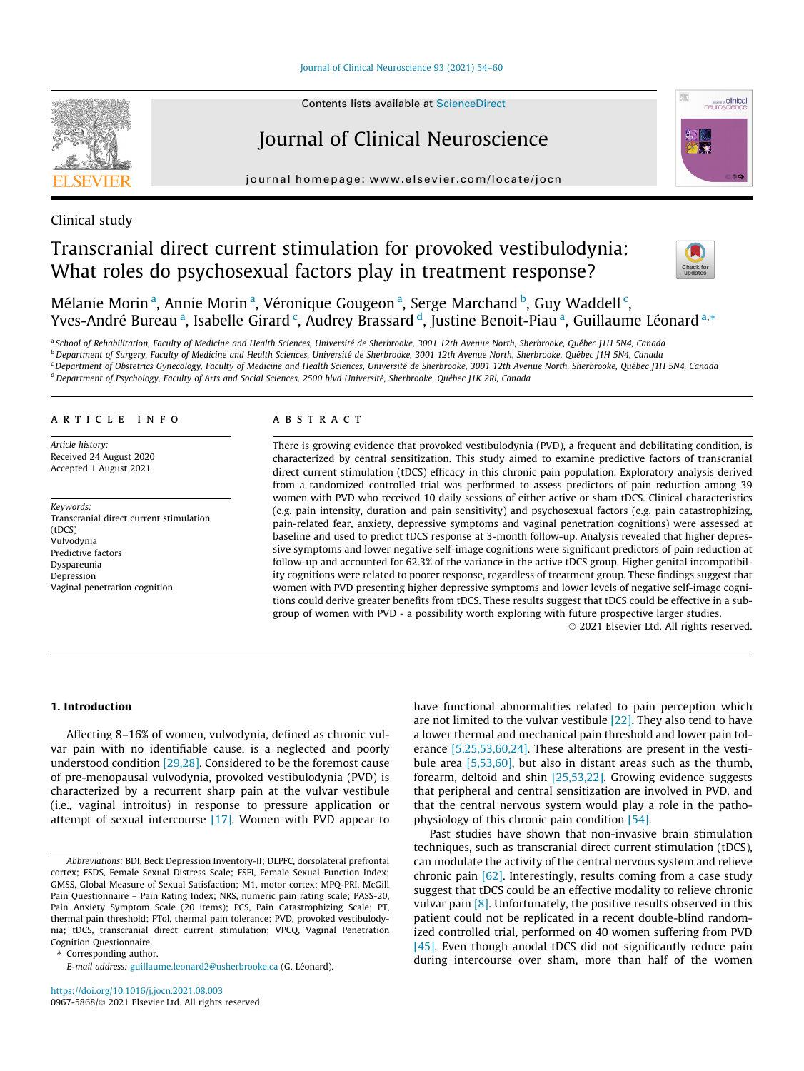Clinical study

# Transcranial direct current stimulation for provoked vestibulodynia: What roles do psychosexual factors play in treatment response?

Mélanie Morin [a], Annie Morin [a], Véronique Gougeon [a], Serge Marchand [b], Guy Waddell [c], Yves-André Bureau [a], Isabelle Girard [c], Audrey Brassard [d], Justine Benoit-Piau [a], Guillaume Léonard [a,*]

[a] School of Rehabilitation, Faculty of Medicine and Health Sciences, Université de Sherbrooke, 3001 12th Avenue North, Sherbrooke, Québec J1H 5N4, Canada
[b] Department of Surgery, Faculty of Medicine and Health Sciences, Université de Sherbrooke, 3001 12th Avenue North, Sherbrooke, Québec J1H 5N4, Canada
[c] Department of Obstetrics Gynecology, Faculty of Medicine and Health Sciences, Université de Sherbrooke, 3001 12th Avenue North, Sherbrooke, Québec J1H 5N4, Canada
[d] Department of Psychology, Faculty of Arts and Social Sciences, 2500 blvd Université, Sherbrooke, Québec J1K 2Rl, Canada

## ARTICLE INFO

*Article history:*
Received 24 August 2020
Accepted 1 August 2021

*Keywords:*
Transcranial direct current stimulation (tDCS)
Vulvodynia
Predictive factors
Dyspareunia
Depression
Vaginal penetration cognition

## ABSTRACT

There is growing evidence that provoked vestibulodynia (PVD), a frequent and debilitating condition, is characterized by central sensitization. This study aimed to examine predictive factors of transcranial direct current stimulation (tDCS) efficacy in this chronic pain population. Exploratory analysis derived from a randomized controlled trial was performed to assess predictors of pain reduction among 39 women with PVD who received 10 daily sessions of either active or sham tDCS. Clinical characteristics (e.g. pain intensity, duration and pain sensitivity) and psychosexual factors (e.g. pain catastrophizing, pain-related fear, anxiety, depressive symptoms and vaginal penetration cognitions) were assessed at baseline and used to predict tDCS response at 3-month follow-up. Analysis revealed that higher depressive symptoms and lower negative self-image cognitions were significant predictors of pain reduction at follow-up and accounted for 62.3% of the variance in the active tDCS group. Higher genital incompatibility cognitions were related to poorer response, regardless of treatment group. These findings suggest that women with PVD presenting higher depressive symptoms and lower levels of negative self-image cognitions could derive greater benefits from tDCS. These results suggest that tDCS could be effective in a subgroup of women with PVD - a possibility worth exploring with future prospective larger studies.

© 2021 Elsevier Ltd. All rights reserved.

## 1. Introduction

Affecting 8–16% of women, vulvodynia, defined as chronic vulvar pain with no identifiable cause, is a neglected and poorly understood condition [29,28]. Considered to be the foremost cause of pre-menopausal vulvodynia, provoked vestibulodynia (PVD) is characterized by a recurrent sharp pain at the vulvar vestibule (i.e., vaginal introitus) in response to pressure application or attempt of sexual intercourse [17]. Women with PVD appear to have functional abnormalities related to pain perception which are not limited to the vulvar vestibule [22]. They also tend to have a lower thermal and mechanical pain threshold and lower pain tolerance [5,25,53,60,24]. These alterations are present in the vestibule area [5,53,60], but also in distant areas such as the thumb, forearm, deltoid and shin [25,53,22]. Growing evidence suggests that peripheral and central sensitization are involved in PVD, and that the central nervous system would play a role in the pathophysiology of this chronic pain condition [54].

Past studies have shown that non-invasive brain stimulation techniques, such as transcranial direct current stimulation (tDCS), can modulate the activity of the central nervous system and relieve chronic pain [62]. Interestingly, results coming from a case study suggest that tDCS could be an effective modality to relieve chronic vulvar pain [8]. Unfortunately, the positive results observed in this patient could not be replicated in a recent double-blind randomized controlled trial, performed on 40 women suffering from PVD [45]. Even though anodal tDCS did not significantly reduce pain during intercourse over sham, more than half of the women

---

*Abbreviations:* BDI, Beck Depression Inventory-II; DLPFC, dorsolateral prefrontal cortex; FSDS, Female Sexual Distress Scale; FSFI, Female Sexual Function Index; GMSS, Global Measure of Sexual Satisfaction; M1, motor cortex; MPQ-PRI, McGill Pain Questionnaire – Pain Rating Index; NRS, numeric pain rating scale; PASS-20, Pain Anxiety Symptom Scale (20 items); PCS, Pain Catastrophizing Scale; PT, thermal pain threshold; PTol, thermal pain tolerance; PVD, provoked vestibulodynia; tDCS, transcranial direct current stimulation; VPCQ, Vaginal Penetration Cognition Questionnaire.

\* Corresponding author.
*E-mail address:* guillaume.leonard2@usherbrooke.ca (G. Léonard).

https://doi.org/10.1016/j.jocn.2021.08.003
0967-5868/© 2021 Elsevier Ltd. All rights reserved.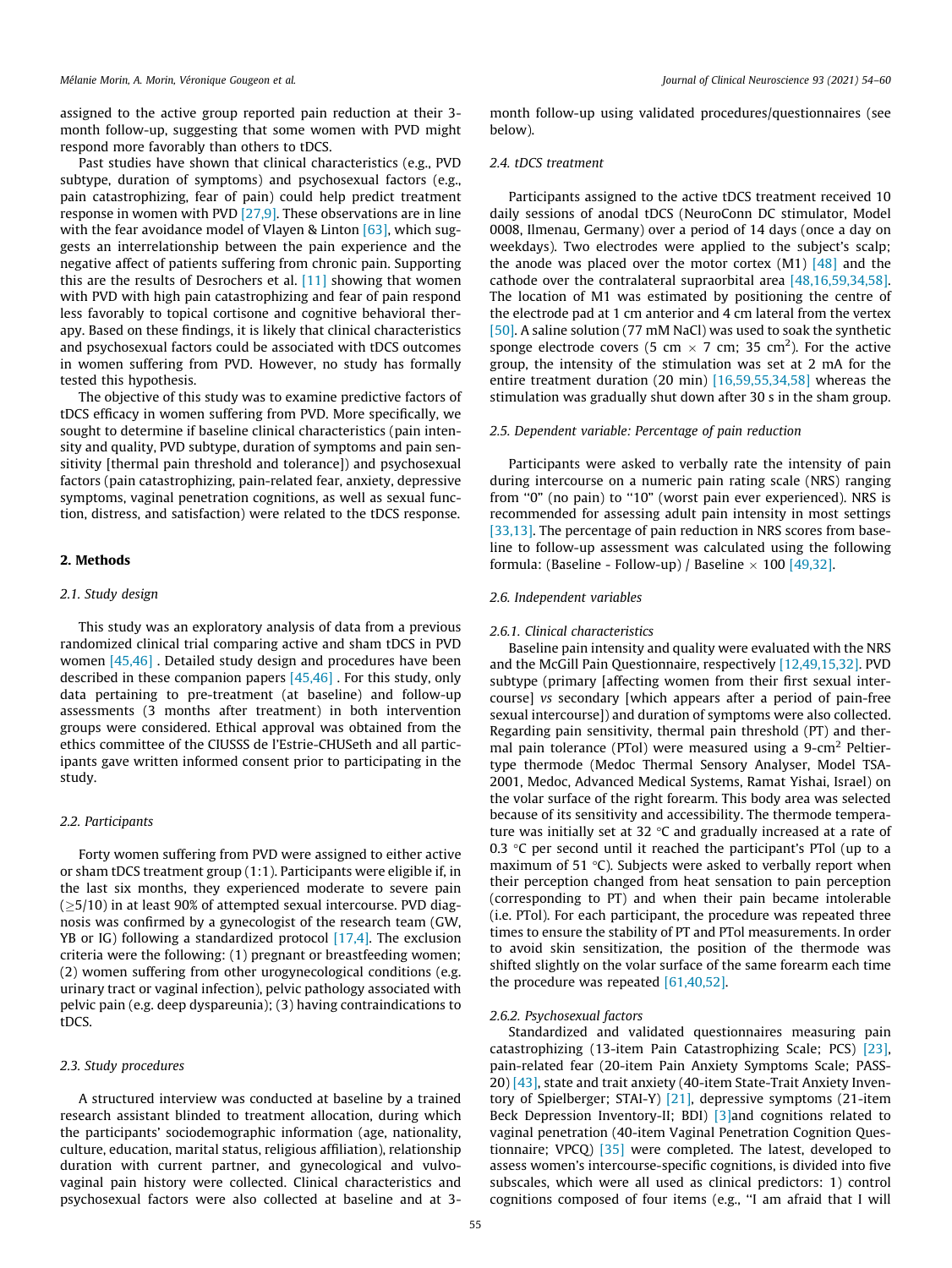assigned to the active group reported pain reduction at their 3-month follow-up, suggesting that some women with PVD might respond more favorably than others to tDCS.

Past studies have shown that clinical characteristics (e.g., PVD subtype, duration of symptoms) and psychosexual factors (e.g., pain catastrophizing, fear of pain) could help predict treatment response in women with PVD [27,9]. These observations are in line with the fear avoidance model of Vlayen & Linton [63], which suggests an interrelationship between the pain experience and the negative affect of patients suffering from chronic pain. Supporting this are the results of Desrochers et al. [11] showing that women with PVD with high pain catastrophizing and fear of pain respond less favorably to topical cortisone and cognitive behavioral therapy. Based on these findings, it is likely that clinical characteristics and psychosexual factors could be associated with tDCS outcomes in women suffering from PVD. However, no study has formally tested this hypothesis.

The objective of this study was to examine predictive factors of tDCS efficacy in women suffering from PVD. More specifically, we sought to determine if baseline clinical characteristics (pain intensity and quality, PVD subtype, duration of symptoms and pain sensitivity [thermal pain threshold and tolerance]) and psychosexual factors (pain catastrophizing, pain-related fear, anxiety, depressive symptoms, vaginal penetration cognitions, as well as sexual function, distress, and satisfaction) were related to the tDCS response.

## 2. Methods

### 2.1. Study design

This study was an exploratory analysis of data from a previous randomized clinical trial comparing active and sham tDCS in PVD women [45,46] . Detailed study design and procedures have been described in these companion papers [45,46] . For this study, only data pertaining to pre-treatment (at baseline) and follow-up assessments (3 months after treatment) in both intervention groups were considered. Ethical approval was obtained from the ethics committee of the CIUSSS de l'Estrie-CHUSeth and all participants gave written informed consent prior to participating in the study.

### 2.2. Participants

Forty women suffering from PVD were assigned to either active or sham tDCS treatment group (1:1). Participants were eligible if, in the last six months, they experienced moderate to severe pain ($\geq$5/10) in at least 90% of attempted sexual intercourse. PVD diagnosis was confirmed by a gynecologist of the research team (GW, YB or IG) following a standardized protocol [17,4]. The exclusion criteria were the following: (1) pregnant or breastfeeding women; (2) women suffering from other urogynecological conditions (e.g. urinary tract or vaginal infection), pelvic pathology associated with pelvic pain (e.g. deep dyspareunia); (3) having contraindications to tDCS.

### 2.3. Study procedures

A structured interview was conducted at baseline by a trained research assistant blinded to treatment allocation, during which the participants' sociodemographic information (age, nationality, culture, education, marital status, religious affiliation), relationship duration with current partner, and gynecological and vulvovaginal pain history were collected. Clinical characteristics and psychosexual factors were also collected at baseline and at 3-month follow-up using validated procedures/questionnaires (see below).

### 2.4. tDCS treatment

Participants assigned to the active tDCS treatment received 10 daily sessions of anodal tDCS (NeuroConn DC stimulator, Model 0008, Ilmenau, Germany) over a period of 14 days (once a day on weekdays). Two electrodes were applied to the subject's scalp; the anode was placed over the motor cortex (M1) [48] and the cathode over the contralateral supraorbital area [48,16,59,34,58]. The location of M1 was estimated by positioning the centre of the electrode pad at 1 cm anterior and 4 cm lateral from the vertex [50]. A saline solution (77 mM NaCl) was used to soak the synthetic sponge electrode covers (5 cm $\times$ 7 cm; 35 cm$^2$). For the active group, the intensity of the stimulation was set at 2 mA for the entire treatment duration (20 min) [16,59,55,34,58] whereas the stimulation was gradually shut down after 30 s in the sham group.

### 2.5. Dependent variable: Percentage of pain reduction

Participants were asked to verbally rate the intensity of pain during intercourse on a numeric pain rating scale (NRS) ranging from "0" (no pain) to "10" (worst pain ever experienced). NRS is recommended for assessing adult pain intensity in most settings [33,13]. The percentage of pain reduction in NRS scores from baseline to follow-up assessment was calculated using the following formula: (Baseline - Follow-up) / Baseline $\times$ 100 [49,32].

### 2.6. Independent variables

#### 2.6.1. Clinical characteristics

Baseline pain intensity and quality were evaluated with the NRS and the McGill Pain Questionnaire, respectively [12,49,15,32]. PVD subtype (primary [affecting women from their first sexual intercourse] *vs* secondary [which appears after a period of pain-free sexual intercourse]) and duration of symptoms were also collected. Regarding pain sensitivity, thermal pain threshold (PT) and thermal pain tolerance (PTol) were measured using a 9-cm$^2$ Peltier-type thermode (Medoc Thermal Sensory Analyser, Model TSA-2001, Medoc, Advanced Medical Systems, Ramat Yishai, Israel) on the volar surface of the right forearm. This body area was selected because of its sensitivity and accessibility. The thermode temperature was initially set at 32 °C and gradually increased at a rate of 0.3 °C per second until it reached the participant's PTol (up to a maximum of 51 °C). Subjects were asked to verbally report when their perception changed from heat sensation to pain perception (corresponding to PT) and when their pain became intolerable (i.e. PTol). For each participant, the procedure was repeated three times to ensure the stability of PT and PTol measurements. In order to avoid skin sensitization, the position of the thermode was shifted slightly on the volar surface of the same forearm each time the procedure was repeated [61,40,52].

#### 2.6.2. Psychosexual factors

Standardized and validated questionnaires measuring pain catastrophizing (13-item Pain Catastrophizing Scale; PCS) [23], pain-related fear (20-item Pain Anxiety Symptoms Scale; PASS-20) [43], state and trait anxiety (40-item State-Trait Anxiety Inventory of Spielberger; STAI-Y) [21], depressive symptoms (21-item Beck Depression Inventory-II; BDI) [3]and cognitions related to vaginal penetration (40-item Vaginal Penetration Cognition Questionnaire; VPCQ) [35] were completed. The latest, developed to assess women's intercourse-specific cognitions, is divided into five subscales, which were all used as clinical predictors: 1) control cognitions composed of four items (e.g., "I am afraid that I will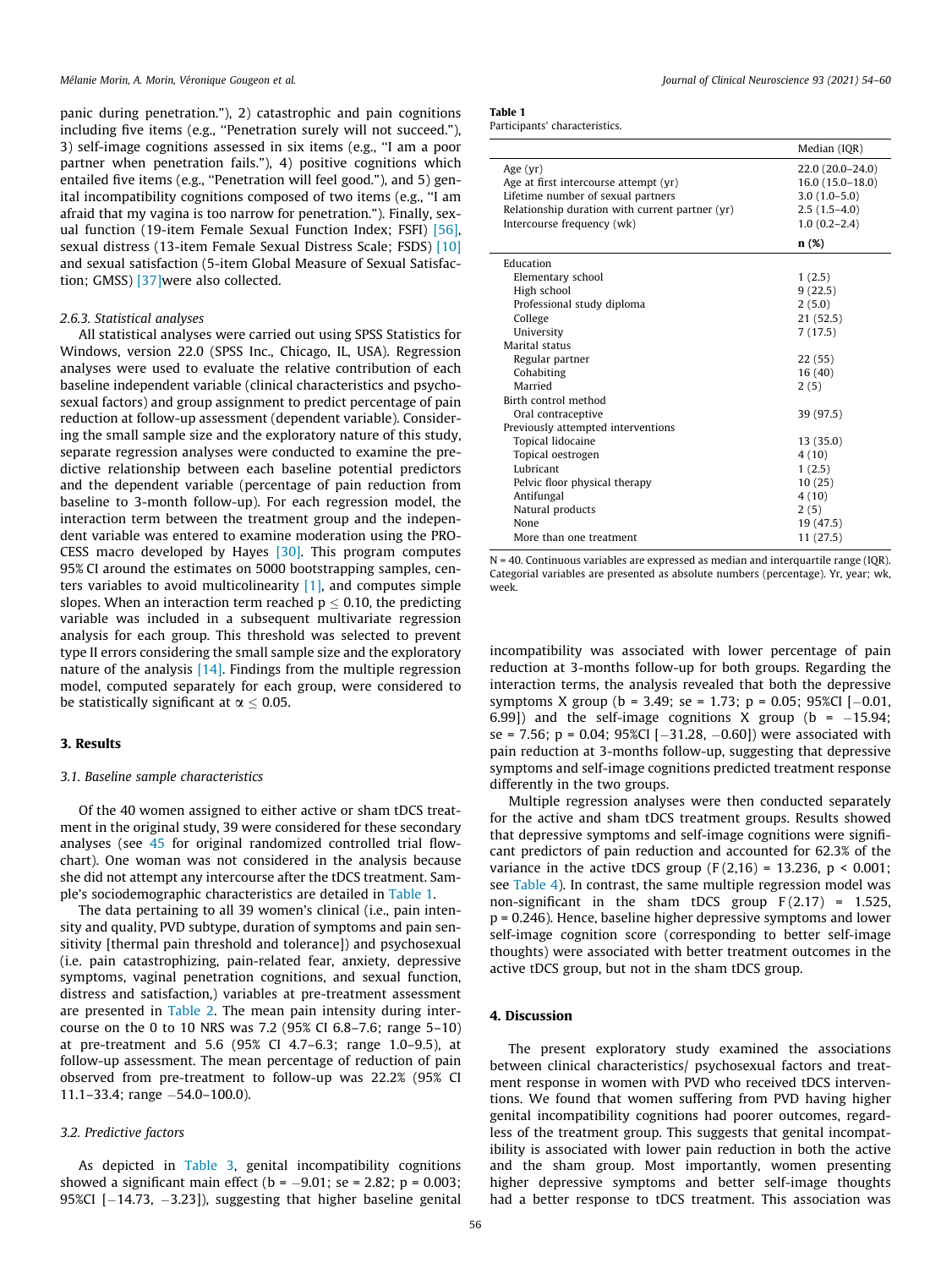panic during penetration."), 2) catastrophic and pain cognitions including five items (e.g., "Penetration surely will not succeed."), 3) self-image cognitions assessed in six items (e.g., "I am a poor partner when penetration fails."), 4) positive cognitions which entailed five items (e.g., "Penetration will feel good."), and 5) genital incompatibility cognitions composed of two items (e.g., "I am afraid that my vagina is too narrow for penetration."). Finally, sexual function (19-item Female Sexual Function Index; FSFI) [56], sexual distress (13-item Female Sexual Distress Scale; FSDS) [10] and sexual satisfaction (5-item Global Measure of Sexual Satisfaction; GMSS) [37]were also collected.

#### 2.6.3. Statistical analyses

All statistical analyses were carried out using SPSS Statistics for Windows, version 22.0 (SPSS Inc., Chicago, IL, USA). Regression analyses were used to evaluate the relative contribution of each baseline independent variable (clinical characteristics and psychosexual factors) and group assignment to predict percentage of pain reduction at follow-up assessment (dependent variable). Considering the small sample size and the exploratory nature of this study, separate regression analyses were conducted to examine the predictive relationship between each baseline potential predictors and the dependent variable (percentage of pain reduction from baseline to 3-month follow-up). For each regression model, the interaction term between the treatment group and the independent variable was entered to examine moderation using the PROCESS macro developed by Hayes [30]. This program computes 95% CI around the estimates on 5000 bootstrapping samples, centers variables to avoid multicolinearity [1], and computes simple slopes. When an interaction term reached $p \leq 0.10$, the predicting variable was included in a subsequent multivariate regression analysis for each group. This threshold was selected to prevent type II errors considering the small sample size and the exploratory nature of the analysis [14]. Findings from the multiple regression model, computed separately for each group, were considered to be statistically significant at $\alpha \leq 0.05$.

## 3. Results

### 3.1. Baseline sample characteristics

Of the 40 women assigned to either active or sham tDCS treatment in the original study, 39 were considered for these secondary analyses (see 45 for original randomized controlled trial flowchart). One woman was not considered in the analysis because she did not attempt any intercourse after the tDCS treatment. Sample's sociodemographic characteristics are detailed in Table 1.

**Table 1**
Participants' characteristics.

| | Median (IQR) |
|---|---|
| Age (yr) | 22.0 (20.0–24.0) |
| Age at first intercourse attempt (yr) | 16.0 (15.0–18.0) |
| Lifetime number of sexual partners | 3.0 (1.0–5.0) |
| Relationship duration with current partner (yr) | 2.5 (1.5–4.0) |
| Intercourse frequency (wk) | 1.0 (0.2–2.4) |
| | **n (%)** |
| Education | |
| Elementary school | 1 (2.5) |
| High school | 9 (22.5) |
| Professional study diploma | 2 (5.0) |
| College | 21 (52.5) |
| University | 7 (17.5) |
| Marital status | |
| Regular partner | 22 (55) |
| Cohabiting | 16 (40) |
| Married | 2 (5) |
| Birth control method | |
| Oral contraceptive | 39 (97.5) |
| Previously attempted interventions | |
| Topical lidocaine | 13 (35.0) |
| Topical oestrogen | 4 (10) |
| Lubricant | 1 (2.5) |
| Pelvic floor physical therapy | 10 (25) |
| Antifungal | 4 (10) |
| Natural products | 2 (5) |
| None | 19 (47.5) |
| More than one treatment | 11 (27.5) |

N = 40. Continuous variables are expressed as median and interquartile range (IQR). Categorial variables are presented as absolute numbers (percentage). Yr, year; wk, week.

The data pertaining to all 39 women's clinical (i.e., pain intensity and quality, PVD subtype, duration of symptoms and pain sensitivity [thermal pain threshold and tolerance]) and psychosexual (i.e. pain catastrophizing, pain-related fear, anxiety, depressive symptoms, vaginal penetration cognitions, and sexual function, distress and satisfaction,) variables at pre-treatment assessment are presented in Table 2. The mean pain intensity during intercourse on the 0 to 10 NRS was 7.2 (95% CI 6.8–7.6; range 5–10) at pre-treatment and 5.6 (95% CI 4.7–6.3; range 1.0–9.5), at follow-up assessment. The mean percentage of reduction of pain observed from pre-treatment to follow-up was 22.2% (95% CI 11.1–33.4; range −54.0–100.0).

### 3.2. Predictive factors

As depicted in Table 3, genital incompatibility cognitions showed a significant main effect ($b = -9.01$; $se = 2.82$; $p = 0.003$; 95%CI [−14.73, −3.23]), suggesting that higher baseline genital incompatibility was associated with lower percentage of pain reduction at 3-months follow-up for both groups. Regarding the interaction terms, the analysis revealed that both the depressive symptoms X group ($b = 3.49$; $se = 1.73$; $p = 0.05$; 95%CI [−0.01, 6.99]) and the self-image cognitions X group ($b = -15.94$; $se = 7.56$; $p = 0.04$; 95%CI [−31.28, −0.60]) were associated with pain reduction at 3-months follow-up, suggesting that depressive symptoms and self-image cognitions predicted treatment response differently in the two groups.

Multiple regression analyses were then conducted separately for the active and sham tDCS treatment groups. Results showed that depressive symptoms and self-image cognitions were significant predictors of pain reduction and accounted for 62.3% of the variance in the active tDCS group ($F(2,16) = 13.236$, $p < 0.001$; see Table 4). In contrast, the same multiple regression model was non-significant in the sham tDCS group $F(2.17) = 1.525$, $p = 0.246$). Hence, baseline higher depressive symptoms and lower self-image cognition score (corresponding to better self-image thoughts) were associated with better treatment outcomes in the active tDCS group, but not in the sham tDCS group.

## 4. Discussion

The present exploratory study examined the associations between clinical characteristics/ psychosexual factors and treatment response in women with PVD who received tDCS interventions. We found that women suffering from PVD having higher genital incompatibility cognitions had poorer outcomes, regardless of the treatment group. This suggests that genital incompatibility is associated with lower pain reduction in both the active and the sham group. Most importantly, women presenting higher depressive symptoms and better self-image thoughts had a better response to tDCS treatment. This association was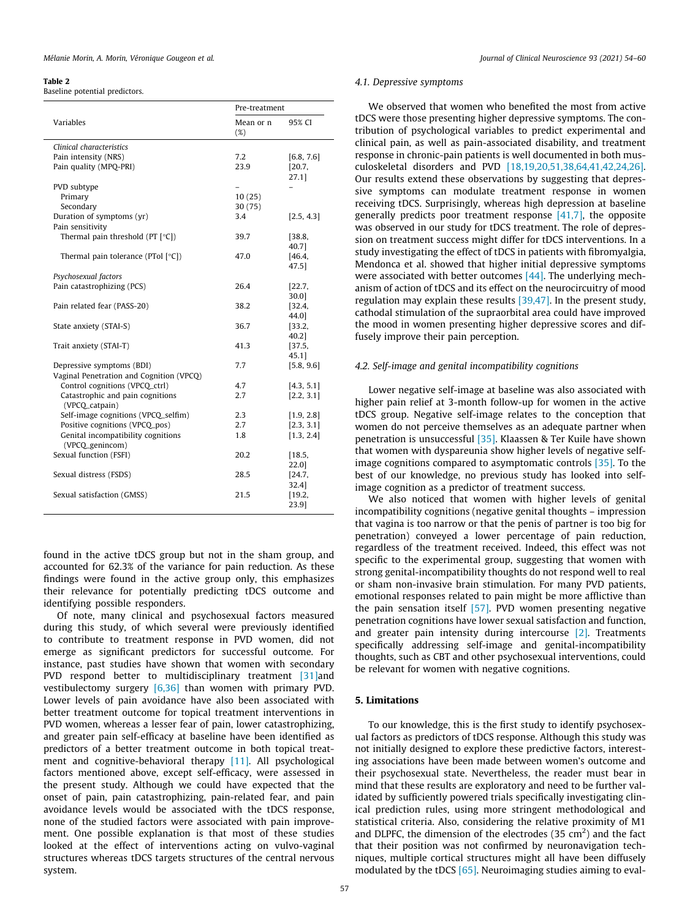**Table 2**
Baseline potential predictors.

| Variables | Pre-treatment | |
|---|---|---|
| | Mean or n (%) | 95% CI |
| *Clinical characteristics* | | |
| Pain intensity (NRS) | 7.2 | [6.8, 7.6] |
| Pain quality (MPQ-PRI) | 23.9 | [20.7, 27.1] |
| PVD subtype | – | – |
| Primary | 10 (25) | |
| Secondary | 30 (75) | |
| Duration of symptoms (yr) | 3.4 | [2.5, 4.3] |
| Pain sensitivity | | |
| Thermal pain threshold (PT [°C]) | 39.7 | [38.8, 40.7] |
| Thermal pain tolerance (PTol [°C]) | 47.0 | [46.4, 47.5] |
| *Psychosexual factors* | | |
| Pain catastrophizing (PCS) | 26.4 | [22.7, 30.0] |
| Pain related fear (PASS-20) | 38.2 | [32.4, 44.0] |
| State anxiety (STAI-S) | 36.7 | [33.2, 40.2] |
| Trait anxiety (STAI-T) | 41.3 | [37.5, 45.1] |
| Depressive symptoms (BDI) | 7.7 | [5.8, 9.6] |
| Vaginal Penetration and Cognition (VPCQ) | | |
| Control cognitions (VPCQ_ctrl) | 4.7 | [4.3, 5.1] |
| Catastrophic and pain cognitions (VPCQ_catpain) | 2.7 | [2.2, 3.1] |
| Self-image cognitions (VPCQ_selfim) | 2.3 | [1.9, 2.8] |
| Positive cognitions (VPCQ_pos) | 2.7 | [2.3, 3.1] |
| Genital incompatibility cognitions (VPCQ_genincom) | 1.8 | [1.3, 2.4] |
| Sexual function (FSFI) | 20.2 | [18.5, 22.0] |
| Sexual distress (FSDS) | 28.5 | [24.7, 32.4] |
| Sexual satisfaction (GMSS) | 21.5 | [19.2, 23.9] |

found in the active tDCS group but not in the sham group, and accounted for 62.3% of the variance for pain reduction. As these findings were found in the active group only, this emphasizes their relevance for potentially predicting tDCS outcome and identifying possible responders.

Of note, many clinical and psychosexual factors measured during this study, of which several were previously identified to contribute to treatment response in PVD women, did not emerge as significant predictors for successful outcome. For instance, past studies have shown that women with secondary PVD respond better to multidisciplinary treatment [31]and vestibulectomy surgery [6,36] than women with primary PVD. Lower levels of pain avoidance have also been associated with better treatment outcome for topical treatment interventions in PVD women, whereas a lesser fear of pain, lower catastrophizing, and greater pain self-efficacy at baseline have been identified as predictors of a better treatment outcome in both topical treatment and cognitive-behavioral therapy [11]. All psychological factors mentioned above, except self-efficacy, were assessed in the present study. Although we could have expected that the onset of pain, pain catastrophizing, pain-related fear, and pain avoidance levels would be associated with the tDCS response, none of the studied factors were associated with pain improvement. One possible explanation is that most of these studies looked at the effect of interventions acting on vulvo-vaginal structures whereas tDCS targets structures of the central nervous system.

### 4.1. Depressive symptoms

We observed that women who benefited the most from active tDCS were those presenting higher depressive symptoms. The contribution of psychological variables to predict experimental and clinical pain, as well as pain-associated disability, and treatment response in chronic-pain patients is well documented in both musculoskeletal disorders and PVD [18,19,20,51,38,64,41,42,24,26]. Our results extend these observations by suggesting that depressive symptoms can modulate treatment response in women receiving tDCS. Surprisingly, whereas high depression at baseline generally predicts poor treatment response [41,7], the opposite was observed in our study for tDCS treatment. The role of depression on treatment success might differ for tDCS interventions. In a study investigating the effect of tDCS in patients with fibromyalgia, Mendonca et al. showed that higher initial depressive symptoms were associated with better outcomes [44]. The underlying mechanism of action of tDCS and its effect on the neurocircuitry of mood regulation may explain these results [39,47]. In the present study, cathodal stimulation of the supraorbital area could have improved the mood in women presenting higher depressive scores and diffusely improve their pain perception.

### 4.2. Self-image and genital incompatibility cognitions

Lower negative self-image at baseline was also associated with higher pain relief at 3-month follow-up for women in the active tDCS group. Negative self-image relates to the conception that women do not perceive themselves as an adequate partner when penetration is unsuccessful [35]. Klaassen & Ter Kuile have shown that women with dyspareunia show higher levels of negative self-image cognitions compared to asymptomatic controls [35]. To the best of our knowledge, no previous study has looked into self-image cognition as a predictor of treatment success.

We also noticed that women with higher levels of genital incompatibility cognitions (negative genital thoughts – impression that vagina is too narrow or that the penis of partner is too big for penetration) conveyed a lower percentage of pain reduction, regardless of the treatment received. Indeed, this effect was not specific to the experimental group, suggesting that women with strong genital-incompatibility thoughts do not respond well to real or sham non-invasive brain stimulation. For many PVD patients, emotional responses related to pain might be more afflictive than the pain sensation itself [57]. PVD women presenting negative penetration cognitions have lower sexual satisfaction and function, and greater pain intensity during intercourse [2]. Treatments specifically addressing self-image and genital-incompatibility thoughts, such as CBT and other psychosexual interventions, could be relevant for women with negative cognitions.

## 5. Limitations

To our knowledge, this is the first study to identify psychosexual factors as predictors of tDCS response. Although this study was not initially designed to explore these predictive factors, interesting associations have been made between women's outcome and their psychosexual state. Nevertheless, the reader must bear in mind that these results are exploratory and need to be further validated by sufficiently powered trials specifically investigating clinical prediction rules, using more stringent methodological and statistical criteria. Also, considering the relative proximity of M1 and DLPFC, the dimension of the electrodes (35 $cm^2$) and the fact that their position was not confirmed by neuronavigation techniques, multiple cortical structures might all have been diffusely modulated by the tDCS [65]. Neuroimaging studies aiming to eval-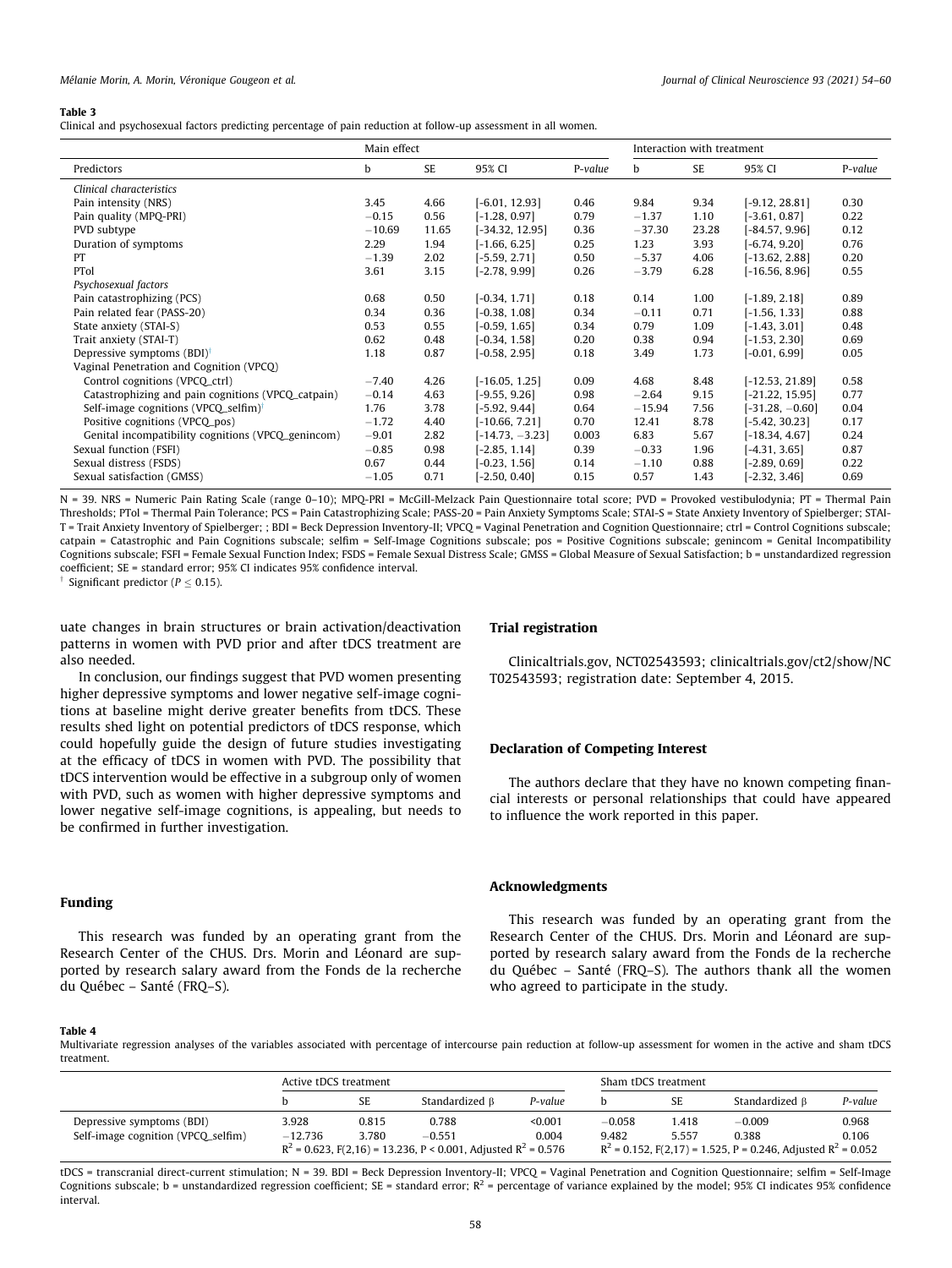**Table 3**
Clinical and psychosexual factors predicting percentage of pain reduction at follow-up assessment in all women.

| Predictors | Main effect | | | | Interaction with treatment | | | |
|---|---|---|---|---|---|---|---|---|
| | b | SE | 95% CI | P-value | b | SE | 95% CI | P-value |
| *Clinical characteristics* | | | | | | | | |
| Pain intensity (NRS) | 3.45 | 4.66 | [-6.01, 12.93] | 0.46 | 9.84 | 9.34 | [-9.12, 28.81] | 0.30 |
| Pain quality (MPQ-PRI) | −0.15 | 0.56 | [-1.28, 0.97] | 0.79 | −1.37 | 1.10 | [-3.61, 0.87] | 0.22 |
| PVD subtype | −10.69 | 11.65 | [-34.32, 12.95] | 0.36 | −37.30 | 23.28 | [-84.57, 9.96] | 0.12 |
| Duration of symptoms | 2.29 | 1.94 | [-1.66, 6.25] | 0.25 | 1.23 | 3.93 | [-6.74, 9.20] | 0.76 |
| PT | −1.39 | 2.02 | [-5.59, 2.71] | 0.50 | −5.37 | 4.06 | [-13.62, 2.88] | 0.20 |
| PTol | 3.61 | 3.15 | [-2.78, 9.99] | 0.26 | −3.79 | 6.28 | [-16.56, 8.96] | 0.55 |
| *Psychosexual factors* | | | | | | | | |
| Pain catastrophizing (PCS) | 0.68 | 0.50 | [-0.34, 1.71] | 0.18 | 0.14 | 1.00 | [-1.89, 2.18] | 0.89 |
| Pain related fear (PASS-20) | 0.34 | 0.36 | [-0.38, 1.08] | 0.34 | −0.11 | 0.71 | [-1.56, 1.33] | 0.88 |
| State anxiety (STAI-S) | 0.53 | 0.55 | [-0.59, 1.65] | 0.34 | 0.79 | 1.09 | [-1.43, 3.01] | 0.48 |
| Trait anxiety (STAI-T) | 0.62 | 0.48 | [-0.34, 1.58] | 0.20 | 0.38 | 0.94 | [-1.53, 2.30] | 0.69 |
| Depressive symptoms (BDI)[†] | 1.18 | 0.87 | [-0.58, 2.95] | 0.18 | 3.49 | 1.73 | [-0.01, 6.99] | 0.05 |
| Vaginal Penetration and Cognition (VPCQ) | | | | | | | | |
| Control cognitions (VPCQ_ctrl) | −7.40 | 4.26 | [-16.05, 1.25] | 0.09 | 4.68 | 8.48 | [-12.53, 21.89] | 0.58 |
| Catastrophizing and pain cognitions (VPCQ_catpain) | −0.14 | 4.63 | [-9.55, 9.26] | 0.98 | −2.64 | 9.15 | [-21.22, 15.95] | 0.77 |
| Self-image cognitions (VPCQ_selfim)[†] | 1.76 | 3.78 | [-5.92, 9.44] | 0.64 | −15.94 | 7.56 | [-31.28, −0.60] | 0.04 |
| Positive cognitions (VPCQ_pos) | −1.72 | 4.40 | [-10.66, 7.21] | 0.70 | 12.41 | 8.78 | [-5.42, 30.23] | 0.17 |
| Genital incompatibility cognitions (VPCQ_genincom) | −9.01 | 2.82 | [-14.73, −3.23] | 0.003 | 6.83 | 5.67 | [-18.34, 4.67] | 0.24 |
| Sexual function (FSFI) | −0.85 | 0.98 | [-2.85, 1.14] | 0.39 | −0.33 | 1.96 | [-4.31, 3.65] | 0.87 |
| Sexual distress (FSDS) | 0.67 | 0.44 | [-0.23, 1.56] | 0.14 | −1.10 | 0.88 | [-2.89, 0.69] | 0.22 |
| Sexual satisfaction (GMSS) | −1.05 | 0.71 | [-2.50, 0.40] | 0.15 | 0.57 | 1.43 | [-2.32, 3.46] | 0.69 |

N = 39. NRS = Numeric Pain Rating Scale (range 0–10); MPQ-PRI = McGill-Melzack Pain Questionnaire total score; PVD = Provoked vestibulodynia; PT = Thermal Pain Thresholds; PTol = Thermal Pain Tolerance; PCS = Pain Catastrophizing Scale; PASS-20 = Pain Anxiety Symptoms Scale; STAI-S = State Anxiety Inventory of Spielberger; STAI-T = Trait Anxiety Inventory of Spielberger; ; BDI = Beck Depression Inventory-II; VPCQ = Vaginal Penetration and Cognition Questionnaire; ctrl = Control Cognitions subscale; catpain = Catastrophic and Pain Cognitions subscale; selfim = Self-Image Cognitions subscale; pos = Positive Cognitions subscale; genincom = Genital Incompatibility Cognitions subscale; FSFI = Female Sexual Function Index; FSDS = Female Sexual Distress Scale; GMSS = Global Measure of Sexual Satisfaction; b = unstandardized regression coefficient; SE = standard error; 95% CI indicates 95% confidence interval.

[†] Significant predictor ($P \leq 0.15$).

uate changes in brain structures or brain activation/deactivation patterns in women with PVD prior and after tDCS treatment are also needed.

In conclusion, our findings suggest that PVD women presenting higher depressive symptoms and lower negative self-image cognitions at baseline might derive greater benefits from tDCS. These results shed light on potential predictors of tDCS response, which could hopefully guide the design of future studies investigating at the efficacy of tDCS in women with PVD. The possibility that tDCS intervention would be effective in a subgroup only of women with PVD, such as women with higher depressive symptoms and lower negative self-image cognitions, is appealing, but needs to be confirmed in further investigation.

## Funding

This research was funded by an operating grant from the Research Center of the CHUS. Drs. Morin and Léonard are supported by research salary award from the Fonds de la recherche du Québec – Santé (FRQ–S).

## Trial registration

Clinicaltrials.gov, NCT02543593; clinicaltrials.gov/ct2/show/NCT02543593; registration date: September 4, 2015.

## Declaration of Competing Interest

The authors declare that they have no known competing financial interests or personal relationships that could have appeared to influence the work reported in this paper.

## Acknowledgments

This research was funded by an operating grant from the Research Center of the CHUS. Drs. Morin and Léonard are supported by research salary award from the Fonds de la recherche du Québec – Santé (FRQ–S). The authors thank all the women who agreed to participate in the study.

**Table 4**
Multivariate regression analyses of the variables associated with percentage of intercourse pain reduction at follow-up assessment for women in the active and sham tDCS treatment.

| | Active tDCS treatment | | | | Sham tDCS treatment | | | |
|---|---|---|---|---|---|---|---|---|
| | b | SE | Standardized β | P-value | b | SE | Standardized β | P-value |
| Depressive symptoms (BDI) | 3.928 | 0.815 | 0.788 | <0.001 | −0.058 | 1.418 | −0.009 | 0.968 |
| Self-image cognition (VPCQ_selfim) | −12.736 | 3.780 | −0.551 | 0.004 | 9.482 | 5.557 | 0.388 | 0.106 |
| | $R^2$ = 0.623, F(2,16) = 13.236, P < 0.001, Adjusted $R^2$ = 0.576 | | | | $R^2$ = 0.152, F(2,17) = 1.525, P = 0.246, Adjusted $R^2$ = 0.052 | | | |

tDCS = transcranial direct-current stimulation; N = 39. BDI = Beck Depression Inventory-II; VPCQ = Vaginal Penetration and Cognition Questionnaire; selfim = Self-Image Cognitions subscale; b = unstandardized regression coefficient; SE = standard error; $R^2$ = percentage of variance explained by the model; 95% CI indicates 95% confidence interval.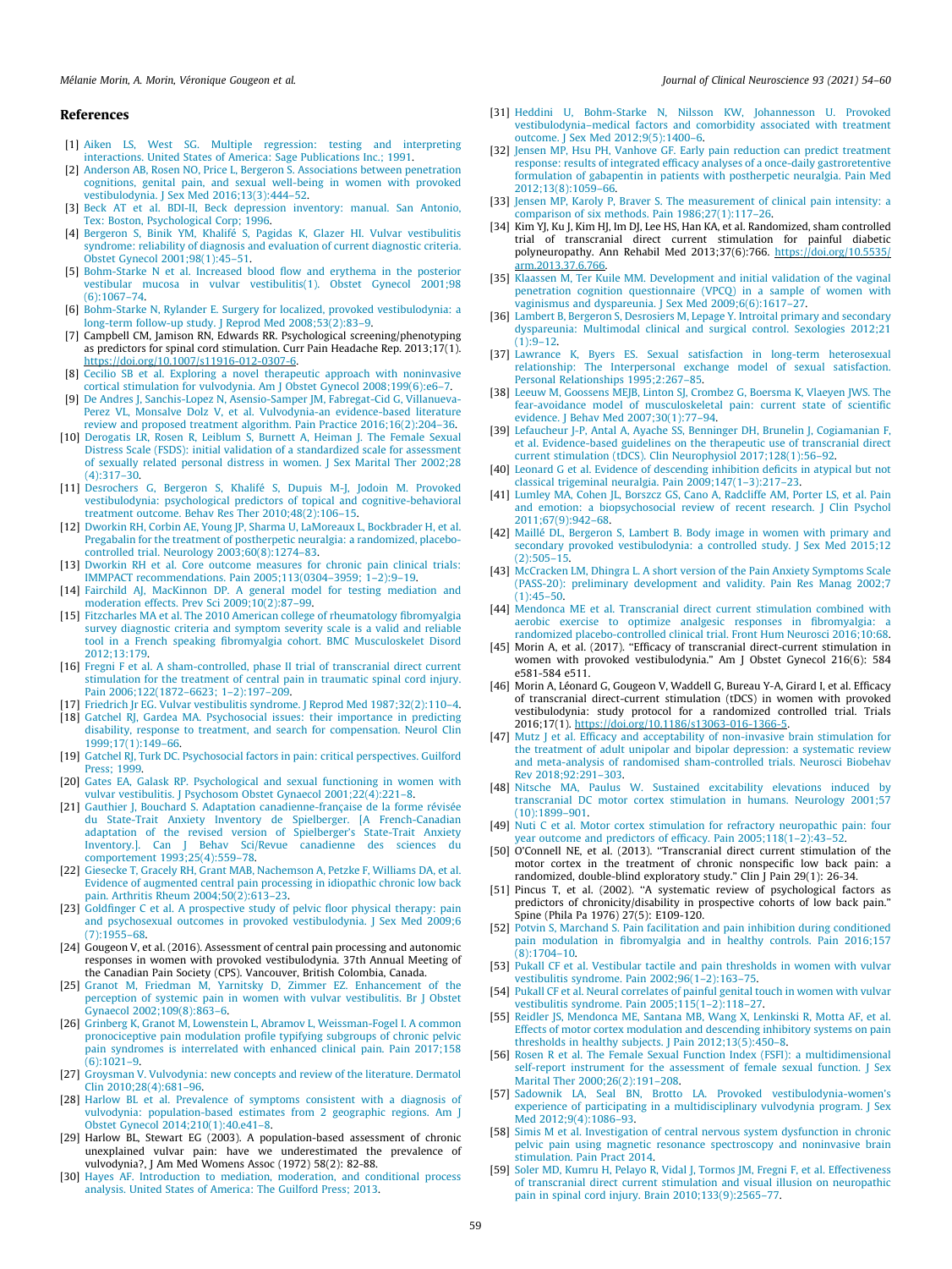## References

[1] Aiken LS, West SG. Multiple regression: testing and interpreting interactions. United States of America: Sage Publications Inc.; 1991.

[2] Anderson AB, Rosen NO, Price L, Bergeron S. Associations between penetration cognitions, genital pain, and sexual well-being in women with provoked vestibulodynia. J Sex Med 2016;13(3):444–52.

[3] Beck AT et al. BDI-II, Beck depression inventory: manual. San Antonio, Tex: Boston, Psychological Corp; 1996.

[4] Bergeron S, Binik YM, Khalifé S, Pagidas K, Glazer HI. Vulvar vestibulitis syndrome: reliability of diagnosis and evaluation of current diagnostic criteria. Obstet Gynecol 2001;98(1):45–51.

[5] Bohm-Starke N et al. Increased blood flow and erythema in the posterior vestibular mucosa in vulvar vestibulitis(1). Obstet Gynecol 2001;98 (6):1067–74.

[6] Bohm-Starke N, Rylander E. Surgery for localized, provoked vestibulodynia: a long-term follow-up study. J Reprod Med 2008;53(2):83–9.

[7] Campbell CM, Jamison RN, Edwards RR. Psychological screening/phenotyping as predictors for spinal cord stimulation. Curr Pain Headache Rep. 2013;17(1). https://doi.org/10.1007/s11916-012-0307-6.

[8] Cecilio SB et al. Exploring a novel therapeutic approach with noninvasive cortical stimulation for vulvodynia. Am J Obstet Gynecol 2008;199(6):e6–7.

[9] De Andres J, Sanchis-Lopez N, Asensio-Samper JM, Fabregat-Cid G, Villanueva-Perez VL, Monsalve Dolz V, et al. Vulvodynia-an evidence-based literature review and proposed treatment algorithm. Pain Practice 2016;16(2):204–36.

[10] Derogatis LR, Rosen R, Leiblum S, Burnett A, Heiman J. The Female Sexual Distress Scale (FSDS): initial validation of a standardized scale for assessment of sexually related personal distress in women. J Sex Marital Ther 2002;28 (4):317–30.

[11] Desrochers G, Bergeron S, Khalifé S, Dupuis M-J, Jodoin M. Provoked vestibulodynia: psychological predictors of topical and cognitive-behavioral treatment outcome. Behav Res Ther 2010;48(2):106–15.

[12] Dworkin RH, Corbin AE, Young JP, Sharma U, LaMoreaux L, Bockbrader H, et al. Pregabalin for the treatment of postherpetic neuralgia: a randomized, placebo-controlled trial. Neurology 2003;60(8):1274–83.

[13] Dworkin RH et al. Core outcome measures for chronic pain clinical trials: IMMPACT recommendations. Pain 2005;113(0304–3959; 1–2):9–19.

[14] Fairchild AJ, MacKinnon DP. A general model for testing mediation and moderation effects. Prev Sci 2009;10(2):87–99.

[15] Fitzcharles MA et al. The 2010 American college of rheumatology fibromyalgia survey diagnostic criteria and symptom severity scale is a valid and reliable tool in a French speaking fibromyalgia cohort. BMC Musculoskelet Disord 2012;13:179.

[16] Fregni F et al. A sham-controlled, phase II trial of transcranial direct current stimulation for the treatment of central pain in traumatic spinal cord injury. Pain 2006;122(1872–6623; 1–2):197–209.

[17] Friedrich Jr EG. Vulvar vestibulitis syndrome. J Reprod Med 1987;32(2):110–4.

[18] Gatchel RJ, Gardea MA. Psychosocial issues: their importance in predicting disability, response to treatment, and search for compensation. Neurol Clin 1999;17(1):149–66.

[19] Gatchel RJ, Turk DC. Psychosocial factors in pain: critical perspectives. Guilford Press; 1999.

[20] Gates EA, Galask RP. Psychological and sexual functioning in women with vulvar vestibulitis. J Psychosom Obstet Gynaecol 2001;22(4):221–8.

[21] Gauthier J, Bouchard S. Adaptation canadienne-française de la forme révisée du State-Trait Anxiety Inventory de Spielberger. [A French-Canadian adaptation of the revised version of Spielberger's State-Trait Anxiety Inventory.]. Can J Behav Sci/Revue canadienne des sciences du comportement 1993;25(4):559–78.

[22] Giesecke T, Gracely RH, Grant MAB, Nachemson A, Petzke F, Williams DA, et al. Evidence of augmented central pain processing in idiopathic chronic low back pain. Arthritis Rheum 2004;50(2):613–23.

[23] Goldfinger C et al. A prospective study of pelvic floor physical therapy: pain and psychosexual outcomes in provoked vestibulodynia. J Sex Med 2009;6 (7):1955–68.

[24] Gougeon V, et al. (2016). Assessment of central pain processing and autonomic responses in women with provoked vestibulodynia. 37th Annual Meeting of the Canadian Pain Society (CPS). Vancouver, British Colombia, Canada.

[25] Granot M, Friedman M, Yarnitsky D, Zimmer EZ. Enhancement of the perception of systemic pain in women with vulvar vestibulitis. Br J Obstet Gynaecol 2002;109(8):863–6.

[26] Grinberg K, Granot M, Lowenstein L, Abramov L, Weissman-Fogel I. A common pronociceptive pain modulation profile typifying subgroups of chronic pelvic pain syndromes is interrelated with enhanced clinical pain. Pain 2017;158 (6):1021–9.

[27] Groysman V. Vulvodynia: new concepts and review of the literature. Dermatol Clin 2010;28(4):681–96.

[28] Harlow BL et al. Prevalence of symptoms consistent with a diagnosis of vulvodynia: population-based estimates from 2 geographic regions. Am J Obstet Gynecol 2014;210(1):40.e41–8.

[29] Harlow BL, Stewart EG (2003). A population-based assessment of chronic unexplained vulvar pain: have we underestimated the prevalence of vulvodynia?, J Am Med Womens Assoc (1972) 58(2): 82-88.

[30] Hayes AF. Introduction to mediation, moderation, and conditional process analysis. United States of America: The Guilford Press; 2013.

[31] Heddini U, Bohm-Starke N, Nilsson KW, Johannesson U. Provoked vestibulodynia–medical factors and comorbidity associated with treatment outcome. J Sex Med 2012;9(5):1400–6.

[32] Jensen MP, Hsu PH, Vanhove GF. Early pain reduction can predict treatment response: results of integrated efficacy analyses of a once-daily gastroretentive formulation of gabapentin in patients with postherpetic neuralgia. Pain Med 2012;13(8):1059–66.

[33] Jensen MP, Karoly P, Braver S. The measurement of clinical pain intensity: a comparison of six methods. Pain 1986;27(1):117–26.

[34] Kim YJ, Ku J, Kim HJ, Im DJ, Lee HS, Han KA, et al. Randomized, sham controlled trial of transcranial direct current stimulation for painful diabetic polyneuropathy. Ann Rehabil Med 2013;37(6):766. https://doi.org/10.5535/arm.2013.37.6.766.

[35] Klaassen M, Ter Kuile MM. Development and initial validation of the vaginal penetration cognition questionnaire (VPCQ) in a sample of women with vaginismus and dyspareunia. J Sex Med 2009;6(6):1617–27.

[36] Lambert B, Bergeron S, Desrosiers M, Lepage Y. Introital primary and secondary dyspareunia: Multimodal clinical and surgical control. Sexologies 2012;21 (1):9–12.

[37] Lawrance K, Byers ES. Sexual satisfaction in long-term heterosexual relationship: The Interpersonal exchange model of sexual satisfaction. Personal Relationships 1995;2:267–85.

[38] Leeuw M, Goossens MEJB, Linton SJ, Crombez G, Boersma K, Vlaeyen JWS. The fear-avoidance model of musculoskeletal pain: current state of scientific evidence. J Behav Med 2007;30(1):77–94.

[39] Lefaucheur J-P, Antal A, Ayache SS, Benninger DH, Brunelin J, Cogiamanian F, et al. Evidence-based guidelines on the therapeutic use of transcranial direct current stimulation (tDCS). Clin Neurophysiol 2017;128(1):56–92.

[40] Leonard G et al. Evidence of descending inhibition deficits in atypical but not classical trigeminal neuralgia. Pain 2009;147(1–3):217–23.

[41] Lumley MA, Cohen JL, Borszcz GS, Cano A, Radcliffe AM, Porter LS, et al. Pain and emotion: a biopsychosocial review of recent research. J Clin Psychol 2011;67(9):942–68.

[42] Maillé DL, Bergeron S, Lambert B. Body image in women with primary and secondary provoked vestibulodynia: a controlled study. J Sex Med 2015;12 (2):505–15.

[43] McCracken LM, Dhingra L. A short version of the Pain Anxiety Symptoms Scale (PASS-20): preliminary development and validity. Pain Res Manag 2002;7 (1):45–50.

[44] Mendonca ME et al. Transcranial direct current stimulation combined with aerobic exercise to optimize analgesic responses in fibromyalgia: a randomized placebo-controlled clinical trial. Front Hum Neurosci 2016;10:68.

[45] Morin A, et al. (2017). "Efficacy of transcranial direct-current stimulation in women with provoked vestibulodynia." Am J Obstet Gynecol 216(6): 584 e581-584 e511.

[46] Morin A, Léonard G, Gougeon V, Waddell G, Bureau Y-A, Girard I, et al. Efficacy of transcranial direct-current stimulation (tDCS) in women with provoked vestibulodynia: study protocol for a randomized controlled trial. Trials 2016;17(1). https://doi.org/10.1186/s13063-016-1366-5.

[47] Mutz J et al. Efficacy and acceptability of non-invasive brain stimulation for the treatment of adult unipolar and bipolar depression: a systematic review and meta-analysis of randomised sham-controlled trials. Neurosci Biobehav Rev 2018;92:291–303.

[48] Nitsche MA, Paulus W. Sustained excitability elevations induced by transcranial DC motor cortex stimulation in humans. Neurology 2001;57 (10):1899–901.

[49] Nuti C et al. Motor cortex stimulation for refractory neuropathic pain: four year outcome and predictors of efficacy. Pain 2005;118(1–2):43–52.

[50] O'Connell NE, et al. (2013). "Transcranial direct current stimulation of the motor cortex in the treatment of chronic nonspecific low back pain: a randomized, double-blind exploratory study." Clin J Pain 29(1): 26-34.

[51] Pincus T, et al. (2002). "A systematic review of psychological factors as predictors of chronicity/disability in prospective cohorts of low back pain." Spine (Phila Pa 1976) 27(5): E109-120.

[52] Potvin S, Marchand S. Pain facilitation and pain inhibition during conditioned pain modulation in fibromyalgia and in healthy controls. Pain 2016;157 (8):1704–10.

[53] Pukall CF et al. Vestibular tactile and pain thresholds in women with vulvar vestibulitis syndrome. Pain 2002;96(1–2):163–75.

[54] Pukall CF et al. Neural correlates of painful genital touch in women with vulvar vestibulitis syndrome. Pain 2005;115(1–2):118–27.

[55] Reidler JS, Mendonca ME, Santana MB, Wang X, Lenkinski R, Motta AF, et al. Effects of motor cortex modulation and descending inhibitory systems on pain thresholds in healthy subjects. J Pain 2012;13(5):450–8.

[56] Rosen R et al. The Female Sexual Function Index (FSFI): a multidimensional self-report instrument for the assessment of female sexual function. J Sex Marital Ther 2000;26(2):191–208.

[57] Sadownik LA, Seal BN, Brotto LA. Provoked vestibulodynia-women's experience of participating in a multidisciplinary vulvodynia program. J Sex Med 2012;9(4):1086–93.

[58] Simis M et al. Investigation of central nervous system dysfunction in chronic pelvic pain using magnetic resonance spectroscopy and noninvasive brain stimulation. Pain Pract 2014.

[59] Soler MD, Kumru H, Pelayo R, Vidal J, Tormos JM, Fregni F, et al. Effectiveness of transcranial direct current stimulation and visual illusion on neuropathic pain in spinal cord injury. Brain 2010;133(9):2565–77.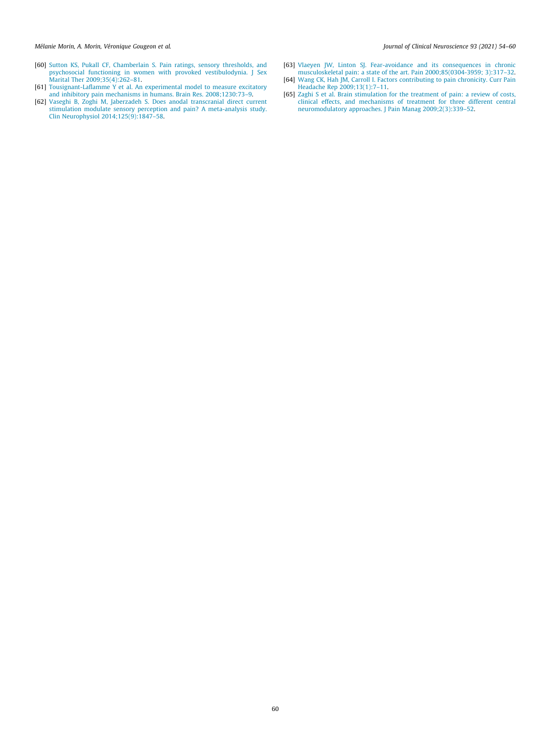[60] Sutton KS, Pukall CF, Chamberlain S. Pain ratings, sensory thresholds, and psychosocial functioning in women with provoked vestibulodynia. J Sex Marital Ther 2009;35(4):262–81.

[61] Tousignant-Laflamme Y et al. An experimental model to measure excitatory and inhibitory pain mechanisms in humans. Brain Res. 2008;1230:73–9.

[62] Vaseghi B, Zoghi M, Jaberzadeh S. Does anodal transcranial direct current stimulation modulate sensory perception and pain? A meta-analysis study. Clin Neurophysiol 2014;125(9):1847–58.

[63] Vlaeyen JW, Linton SJ. Fear-avoidance and its consequences in chronic musculoskeletal pain: a state of the art. Pain 2000;85(0304-3959; 3):317–32.

[64] Wang CK, Hah JM, Carroll I. Factors contributing to pain chronicity. Curr Pain Headache Rep 2009;13(1):7–11.

[65] Zaghi S et al. Brain stimulation for the treatment of pain: a review of costs, clinical effects, and mechanisms of treatment for three different central neuromodulatory approaches. J Pain Manag 2009;2(3):339–52.